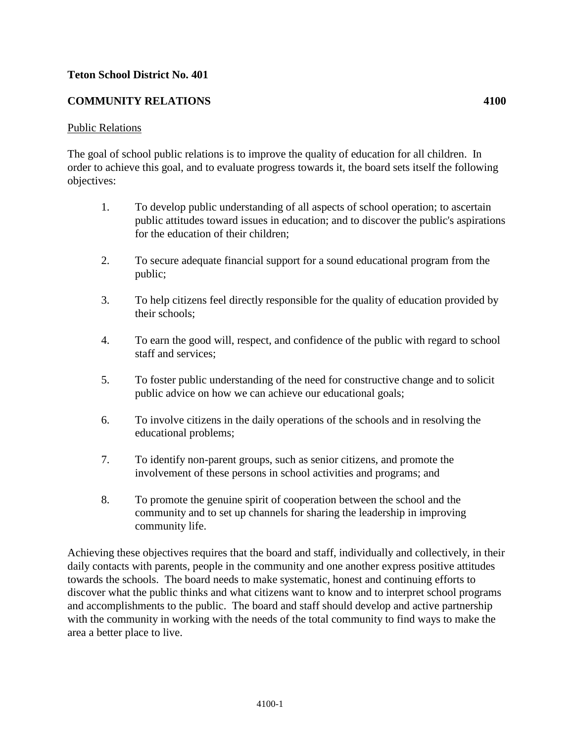**Teton School District No. 401**

**COMMUNITY RELATIONS 4100**

Public Relations

The goal of school public relations is to improve the quality of education for all children. In order to achieve this goal, and to evaluate progress towards it, the board sets itself the following objectives:

1. To develop public understanding of all aspects of school operation; to ascertain public attitudes toward issues in education; and to discover the public's aspirations for the education of their children;

2. To secure adequate financial support for a sound educational program from the public;

3. To help citizens feel directly responsible for the quality of education provided by their schools;

4. To earn the good will, respect, and confidence of the public with regard to school staff and services;

5. To foster public understanding of the need for constructive change and to solicit public advice on how we can achieve our educational goals;

6. To involve citizens in the daily operations of the schools and in resolving the educational problems;

7. To identify non-parent groups, such as senior citizens, and promote the involvement of these persons in school activities and programs; and

8. To promote the genuine spirit of cooperation between the school and the community and to set up channels for sharing the leadership in improving community life.

Achieving these objectives requires that the board and staff, individually and collectively, in their daily contacts with parents, people in the community and one another express positive attitudes towards the schools. The board needs to make systematic, honest and continuing efforts to discover what the public thinks and what citizens want to know and to interpret school programs and accomplishments to the public. The board and staff should develop and active partnership with the community in working with the needs of the total community to find ways to make the area a better place to live.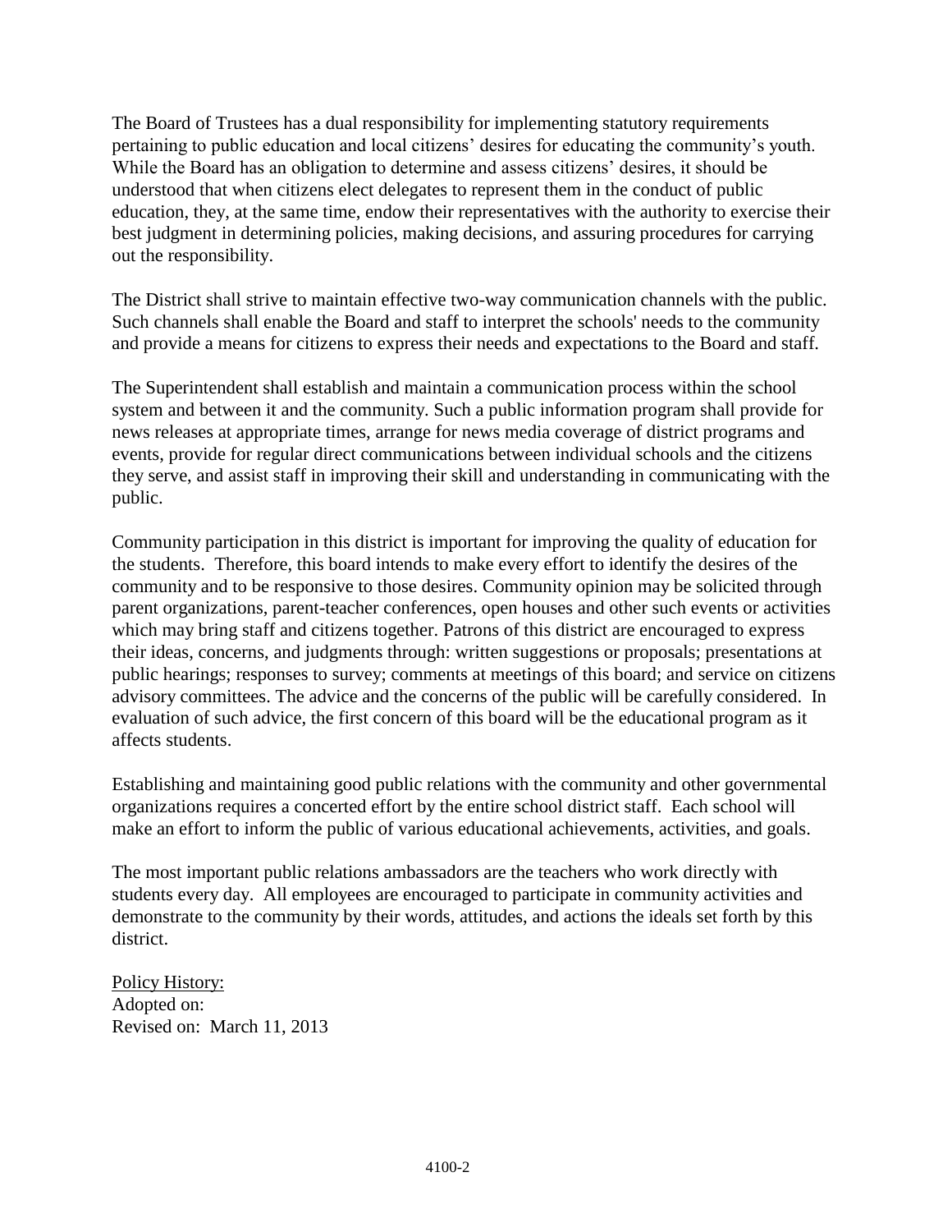The Board of Trustees has a dual responsibility for implementing statutory requirements pertaining to public education and local citizens' desires for educating the community's youth. While the Board has an obligation to determine and assess citizens' desires, it should be understood that when citizens elect delegates to represent them in the conduct of public education, they, at the same time, endow their representatives with the authority to exercise their best judgment in determining policies, making decisions, and assuring procedures for carrying out the responsibility.

The District shall strive to maintain effective two-way communication channels with the public. Such channels shall enable the Board and staff to interpret the schools' needs to the community and provide a means for citizens to express their needs and expectations to the Board and staff.

The Superintendent shall establish and maintain a communication process within the school system and between it and the community. Such a public information program shall provide for news releases at appropriate times, arrange for news media coverage of district programs and events, provide for regular direct communications between individual schools and the citizens they serve, and assist staff in improving their skill and understanding in communicating with the public.

Community participation in this district is important for improving the quality of education for the students. Therefore, this board intends to make every effort to identify the desires of the community and to be responsive to those desires. Community opinion may be solicited through parent organizations, parent-teacher conferences, open houses and other such events or activities which may bring staff and citizens together. Patrons of this district are encouraged to express their ideas, concerns, and judgments through: written suggestions or proposals; presentations at public hearings; responses to survey; comments at meetings of this board; and service on citizens advisory committees. The advice and the concerns of the public will be carefully considered. In evaluation of such advice, the first concern of this board will be the educational program as it affects students.

Establishing and maintaining good public relations with the community and other governmental organizations requires a concerted effort by the entire school district staff. Each school will make an effort to inform the public of various educational achievements, activities, and goals.

The most important public relations ambassadors are the teachers who work directly with students every day. All employees are encouraged to participate in community activities and demonstrate to the community by their words, attitudes, and actions the ideals set forth by this district.

Policy History:
Adopted on:
Revised on: March 11, 2013